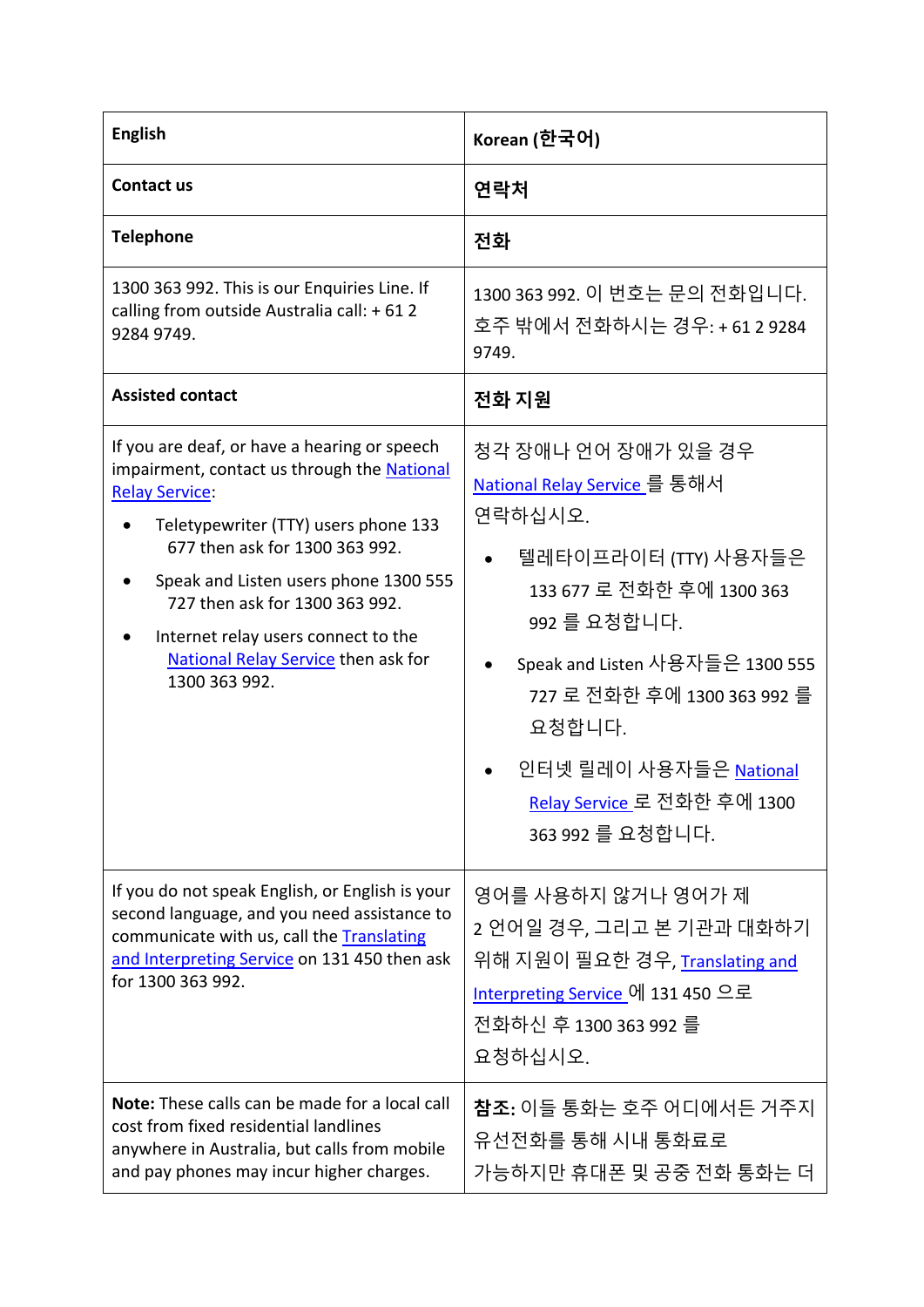| **English** | **Korean (한국어)** |
|---|---|
| **Contact us** | **연락처** |
| **Telephone** | **전화** |
| 1300 363 992. This is our Enquiries Line. If calling from outside Australia call: + 61 2 9284 9749. | 1300 363 992. 이 번호는 문의 전화입니다. 호주 밖에서 전화하시는 경우: + 61 2 9284 9749. |
| **Assisted contact** | **전화 지원** |
| If you are deaf, or have a hearing or speech impairment, contact us through the National Relay Service:<br>• Teletypewriter (TTY) users phone 133 677 then ask for 1300 363 992.<br>• Speak and Listen users phone 1300 555 727 then ask for 1300 363 992.<br>• Internet relay users connect to the National Relay Service then ask for 1300 363 992. | 청각 장애나 언어 장애가 있을 경우 National Relay Service 를 통해서 연락하십시오.<br>• 텔레타이프라이터 (TTY) 사용자들은 133 677 로 전화한 후에 1300 363 992 를 요청합니다.<br>• Speak and Listen 사용자들은 1300 555 727 로 전화한 후에 1300 363 992 를 요청합니다.<br>• 인터넷 릴레이 사용자들은 National Relay Service 로 전화한 후에 1300 363 992 를 요청합니다. |
| If you do not speak English, or English is your second language, and you need assistance to communicate with us, call the Translating and Interpreting Service on 131 450 then ask for 1300 363 992. | 영어를 사용하지 않거나 영어가 제 2 언어일 경우, 그리고 본 기관과 대화하기 위해 지원이 필요한 경우, Translating and Interpreting Service 에 131 450 으로 전화하신 후 1300 363 992 를 요청하십시오. |
| **Note:** These calls can be made for a local call cost from fixed residential landlines anywhere in Australia, but calls from mobile and pay phones may incur higher charges. | **참조:** 이들 통화는 호주 어디에서든 거주지 유선전화를 통해 시내 통화료로 가능하지만 휴대폰 및 공중 전화 통화는 더 |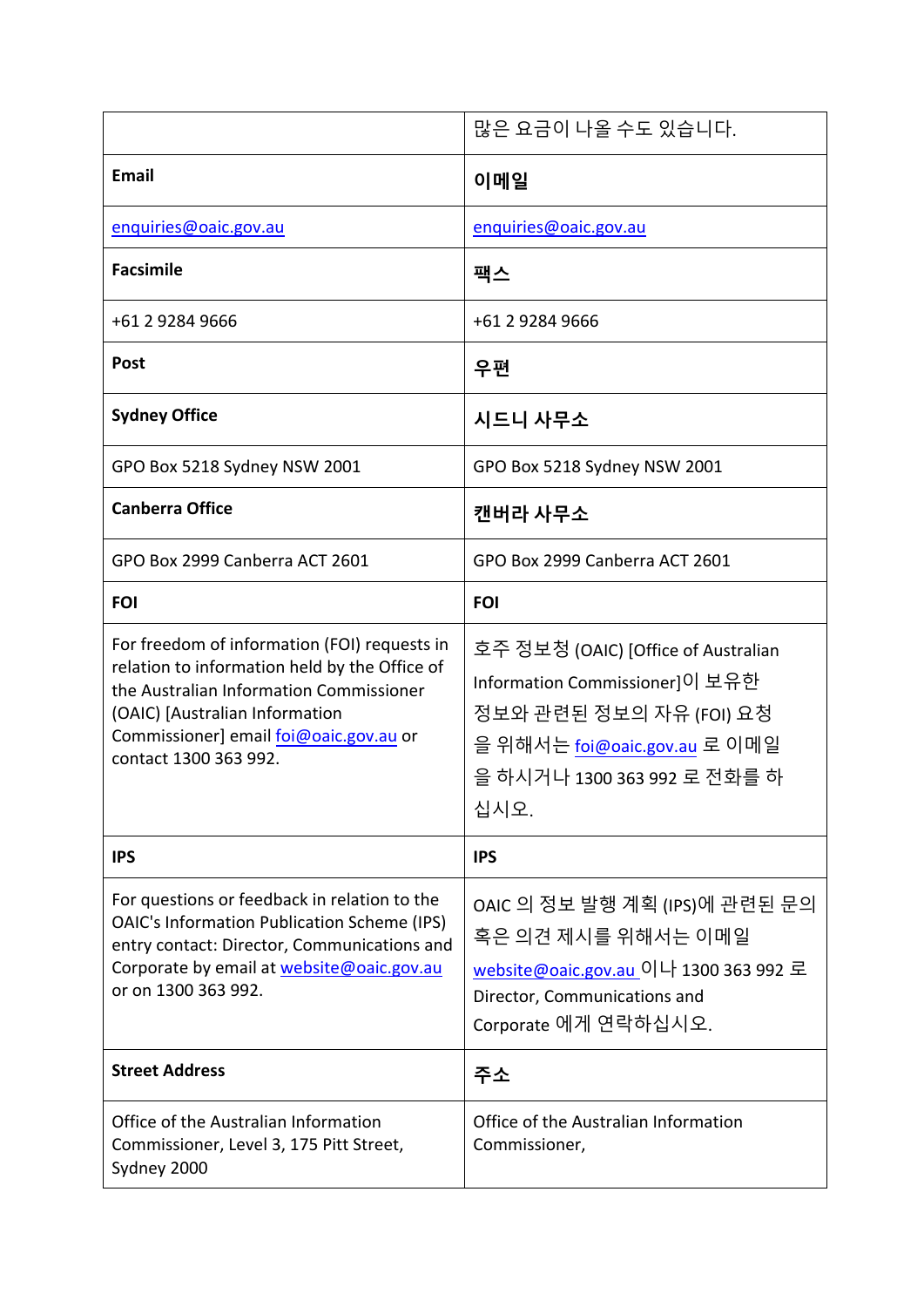| | |
|---|---|
| | 많은 요금이 나올 수도 있습니다. |
| **Email** | **이메일** |
| enquiries@oaic.gov.au | enquiries@oaic.gov.au |
| **Facsimile** | **팩스** |
| +61 2 9284 9666 | +61 2 9284 9666 |
| **Post** | **우편** |
| **Sydney Office** | **시드니 사무소** |
| GPO Box 5218 Sydney NSW 2001 | GPO Box 5218 Sydney NSW 2001 |
| **Canberra Office** | **캔버라 사무소** |
| GPO Box 2999 Canberra ACT 2601 | GPO Box 2999 Canberra ACT 2601 |
| **FOI** | **FOI** |
| For freedom of information (FOI) requests in relation to information held by the Office of the Australian Information Commissioner (OAIC) [Australian Information Commissioner] email foi@oaic.gov.au or contact 1300 363 992. | 호주 정보청 (OAIC) [Office of Australian Information Commissioner]이 보유한 정보와 관련된 정보의 자유 (FOI) 요청을 위해서는 foi@oaic.gov.au 로 이메일을 하시거나 1300 363 992 로 전화를 하십시오. |
| **IPS** | **IPS** |
| For questions or feedback in relation to the OAIC's Information Publication Scheme (IPS) entry contact: Director, Communications and Corporate by email at website@oaic.gov.au or on 1300 363 992. | OAIC 의 정보 발행 계획 (IPS)에 관련된 문의 혹은 의견 제시를 위해서는 이메일 website@oaic.gov.au 이나 1300 363 992 로 Director, Communications and Corporate 에게 연락하십시오. |
| **Street Address** | **주소** |
| Office of the Australian Information Commissioner, Level 3, 175 Pitt Street, Sydney 2000 | Office of the Australian Information Commissioner, |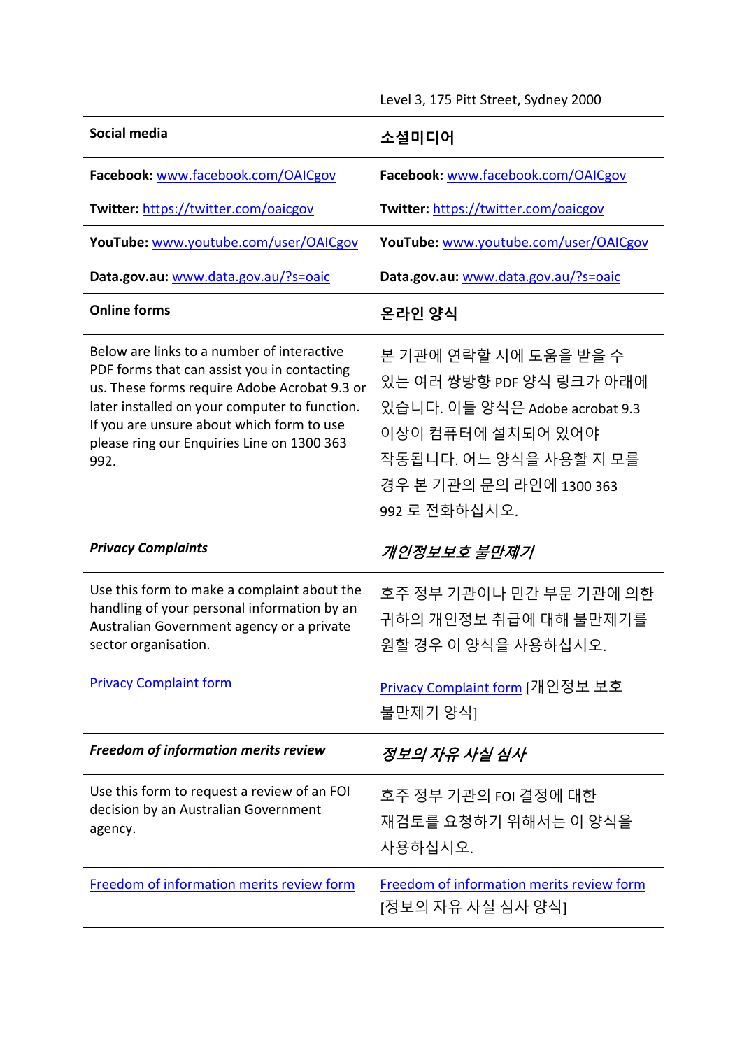| | Level 3, 175 Pitt Street, Sydney 2000 |
|---|---|
| **Social media** | **소셜미디어** |
| **Facebook:** www.facebook.com/OAICgov | **Facebook:** www.facebook.com/OAICgov |
| **Twitter:** https://twitter.com/oaicgov | **Twitter:** https://twitter.com/oaicgov |
| **YouTube:** www.youtube.com/user/OAICgov | **YouTube:** www.youtube.com/user/OAICgov |
| **Data.gov.au:** www.data.gov.au/?s=oaic | **Data.gov.au:** www.data.gov.au/?s=oaic |
| **Online forms** | **온라인 양식** |
| Below are links to a number of interactive PDF forms that can assist you in contacting us. These forms require Adobe Acrobat 9.3 or later installed on your computer to function. If you are unsure about which form to use please ring our Enquiries Line on 1300 363 992. | 본 기관에 연락할 시에 도움을 받을 수 있는 여러 쌍방향 PDF 양식 링크가 아래에 있습니다. 이들 양식은 Adobe acrobat 9.3 이상이 컴퓨터에 설치되어 있어야 작동됩니다. 어느 양식을 사용할 지 모를 경우 본 기관의 문의 라인에 1300 363 992 로 전화하십시오. |
| ***Privacy Complaints*** | ***개인정보보호 불만제기*** |
| Use this form to make a complaint about the handling of your personal information by an Australian Government agency or a private sector organisation. | 호주 정부 기관이나 민간 부문 기관에 의한 귀하의 개인정보 취급에 대해 불만제기를 원할 경우 이 양식을 사용하십시오. |
| Privacy Complaint form | Privacy Complaint form [개인정보 보호 불만제기 양식] |
| ***Freedom of information merits review*** | ***정보의 자유 사실 심사*** |
| Use this form to request a review of an FOI decision by an Australian Government agency. | 호주 정부 기관의 FOI 결정에 대한 재검토를 요청하기 위해서는 이 양식을 사용하십시오. |
| Freedom of information merits review form | Freedom of information merits review form [정보의 자유 사실 심사 양식] |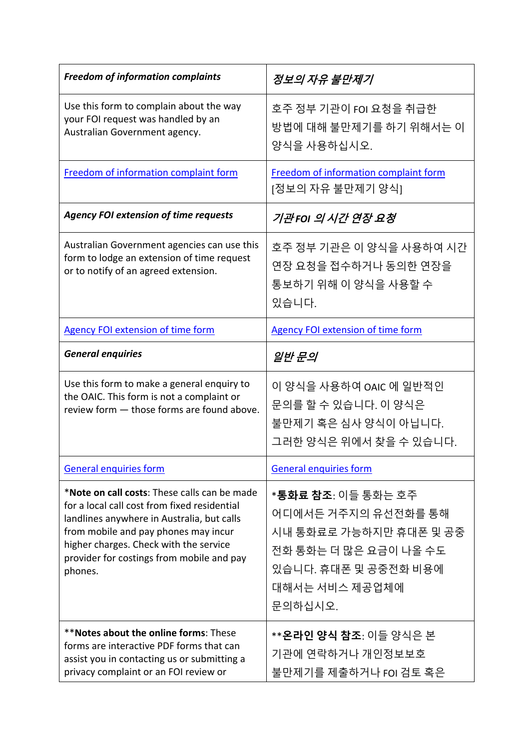| ***Freedom of information complaints*** | ***정보의 자유 불만제기*** |
|---|---|
| Use this form to complain about the way your FOI request was handled by an Australian Government agency. | 호주 정부 기관이 FOI 요청을 취급한 방법에 대해 불만제기를 하기 위해서는 이 양식을 사용하십시오. |
| Freedom of information complaint form | Freedom of information complaint form [정보의 자유 불만제기 양식] |
| ***Agency FOI extension of time requests*** | ***기관 FOI 의 시간 연장 요청*** |
| Australian Government agencies can use this form to lodge an extension of time request or to notify of an agreed extension. | 호주 정부 기관은 이 양식을 사용하여 시간 연장 요청을 접수하거나 동의한 연장을 통보하기 위해 이 양식을 사용할 수 있습니다. |
| Agency FOI extension of time form | Agency FOI extension of time form |
| ***General enquiries*** | ***일반 문의*** |
| Use this form to make a general enquiry to the OAIC. This form is not a complaint or review form — those forms are found above. | 이 양식을 사용하여 OAIC 에 일반적인 문의를 할 수 있습니다. 이 양식은 불만제기 혹은 심사 양식이 아닙니다. 그러한 양식은 위에서 찾을 수 있습니다. |
| General enquiries form | General enquiries form |
| ***Note on call costs**: These calls can be made for a local call cost from fixed residential landlines anywhere in Australia, but calls from mobile and pay phones may incur higher charges. Check with the service provider for costings from mobile and pay phones. | ***통화료 참조**: 이들 통화는 호주 어디에서든 거주지의 유선전화를 통해 시내 통화료로 가능하지만 휴대폰 및 공중전화 통화는 더 많은 요금이 나올 수도 있습니다. 휴대폰 및 공중전화 비용에 대해서는 서비스 제공업체에 문의하십시오. |
| ****Notes about the online forms**: These forms are interactive PDF forms that can assist you in contacting us or submitting a privacy complaint or an FOI review or | ****온라인 양식 참조**: 이들 양식은 본 기관에 연락하거나 개인정보보호 불만제기를 제출하거나 FOI 검토 혹은 |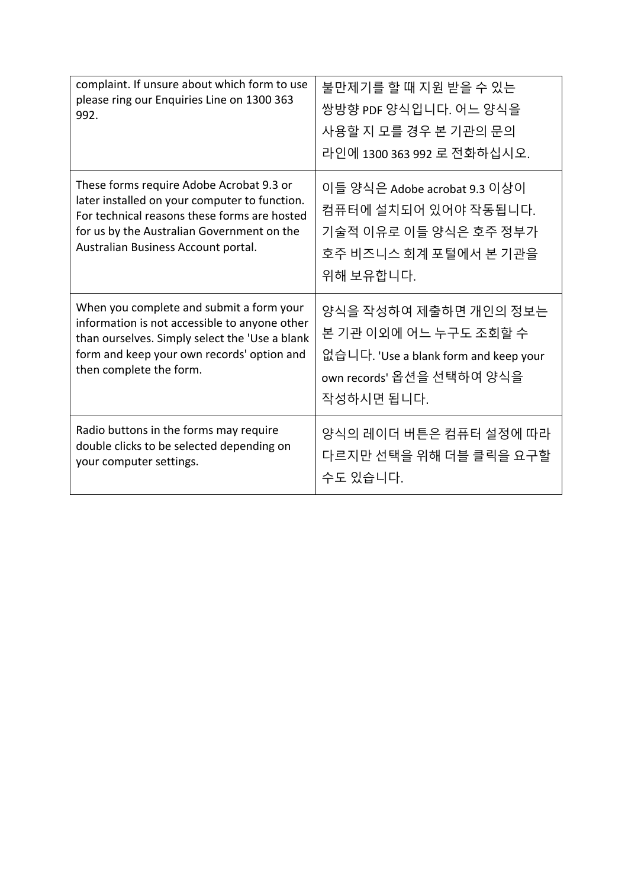| | |
|---|---|
| complaint. If unsure about which form to use please ring our Enquiries Line on 1300 363 992. | 불만제기를 할 때 지원 받을 수 있는 쌍방향 PDF 양식입니다. 어느 양식을 사용할 지 모를 경우 본 기관의 문의 라인에 1300 363 992 로 전화하십시오. |
| These forms require Adobe Acrobat 9.3 or later installed on your computer to function. For technical reasons these forms are hosted for us by the Australian Government on the Australian Business Account portal. | 이들 양식은 Adobe acrobat 9.3 이상이 컴퓨터에 설치되어 있어야 작동됩니다. 기술적 이유로 이들 양식은 호주 정부가 호주 비즈니스 회계 포털에서 본 기관을 위해 보유합니다. |
| When you complete and submit a form your information is not accessible to anyone other than ourselves. Simply select the 'Use a blank form and keep your own records' option and then complete the form. | 양식을 작성하여 제출하면 개인의 정보는 본 기관 이외에 어느 누구도 조회할 수 없습니다. 'Use a blank form and keep your own records' 옵션을 선택하여 양식을 작성하시면 됩니다. |
| Radio buttons in the forms may require double clicks to be selected depending on your computer settings. | 양식의 레이더 버튼은 컴퓨터 설정에 따라 다르지만 선택을 위해 더블 클릭을 요구할 수도 있습니다. |